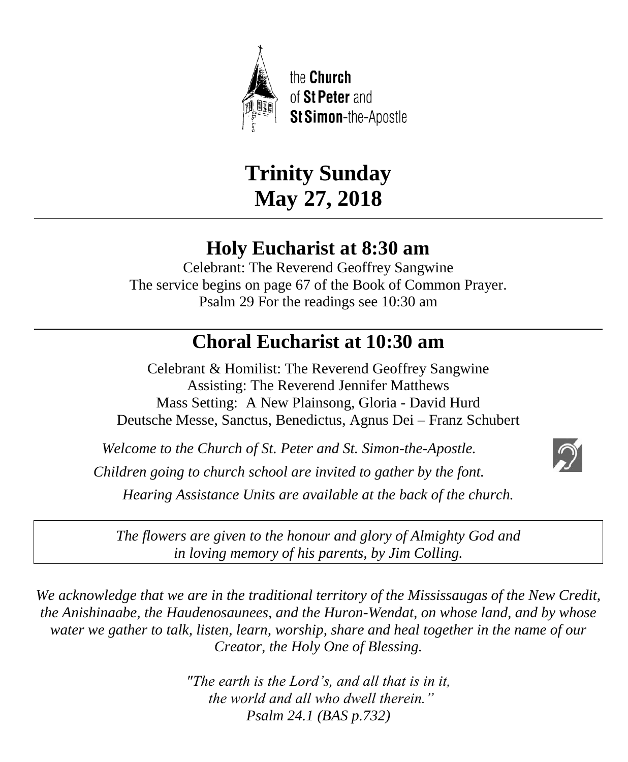the **Church** of **St Peter** and **St Simon**-the-Apostle

# Trinity Sunday
# May 27, 2018

## Holy Eucharist at 8:30 am

Celebrant: The Reverend Geoffrey Sangwine
The service begins on page 67 of the Book of Common Prayer.
Psalm 29 For the readings see 10:30 am

## Choral Eucharist at 10:30 am

Celebrant & Homilist: The Reverend Geoffrey Sangwine
Assisting: The Reverend Jennifer Matthews
Mass Setting: A New Plainsong, Gloria - David Hurd
Deutsche Messe, Sanctus, Benedictus, Agnus Dei – Franz Schubert

*Welcome to the Church of St. Peter and St. Simon-the-Apostle.*

*Children going to church school are invited to gather by the font.*

*Hearing Assistance Units are available at the back of the church.*

*The flowers are given to the honour and glory of Almighty God and in loving memory of his parents, by Jim Colling.*

*We acknowledge that we are in the traditional territory of the Mississaugas of the New Credit, the Anishinaabe, the Haudenosaunees, and the Huron-Wendat, on whose land, and by whose water we gather to talk, listen, learn, worship, share and heal together in the name of our Creator, the Holy One of Blessing.*

*"The earth is the Lord's, and all that is in it,*
*the world and all who dwell therein."*
*Psalm 24.1 (BAS p.732)*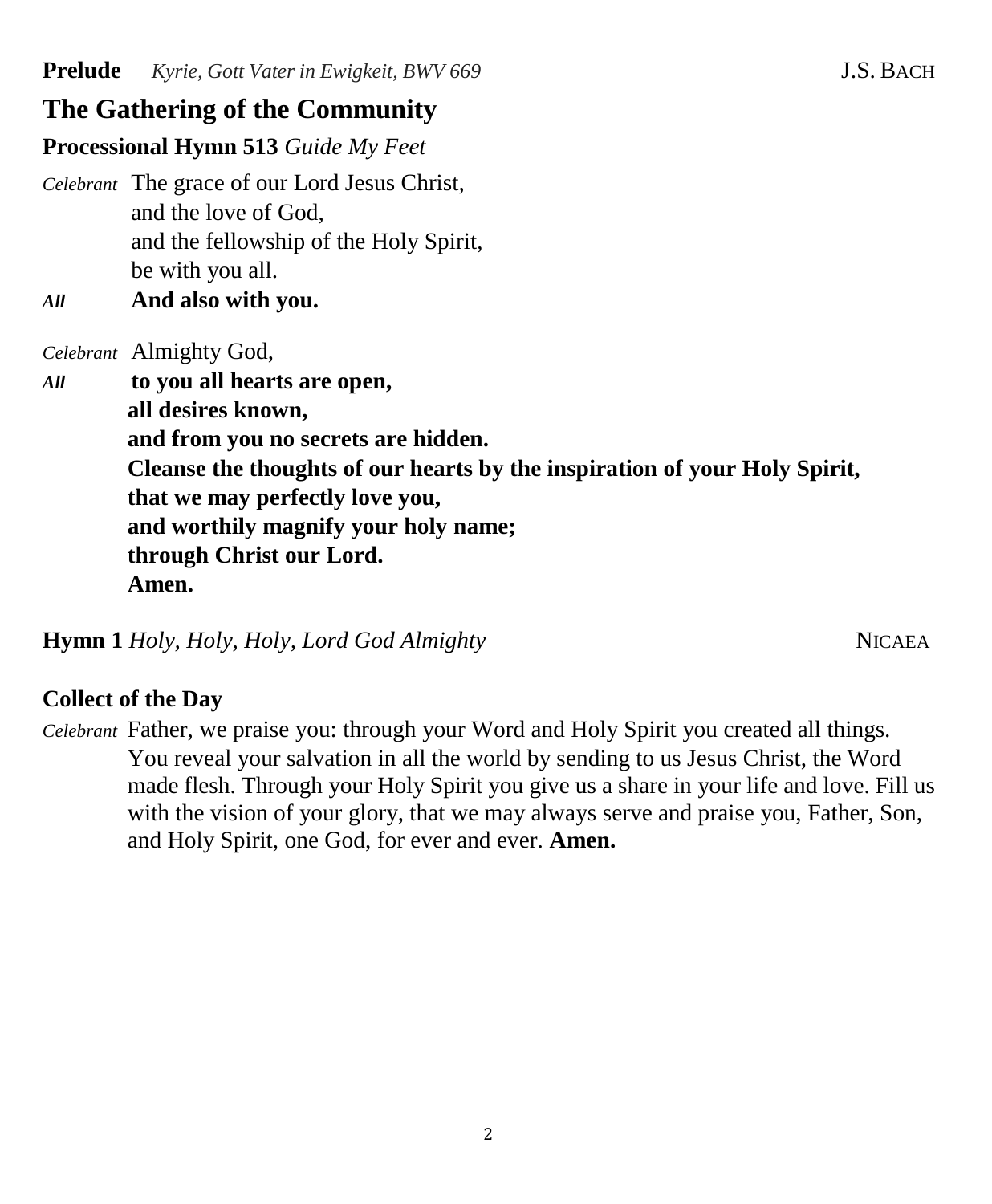**Prelude** *Kyrie, Gott Vater in Ewigkeit, BWV 669* J.S. BACH

## The Gathering of the Community

**Processional Hymn 513** *Guide My Feet*

*Celebrant* The grace of our Lord Jesus Christ,
and the love of God,
and the fellowship of the Holy Spirit,
be with you all.

***All*** **And also with you.**

*Celebrant* Almighty God,

***All*** **to you all hearts are open,
all desires known,
and from you no secrets are hidden.
Cleanse the thoughts of our hearts by the inspiration of your Holy Spirit,
that we may perfectly love you,
and worthily magnify your holy name;
through Christ our Lord.
Amen.**

**Hymn 1** *Holy, Holy, Holy, Lord God Almighty* NICAEA

**Collect of the Day**

*Celebrant* Father, we praise you: through your Word and Holy Spirit you created all things. You reveal your salvation in all the world by sending to us Jesus Christ, the Word made flesh. Through your Holy Spirit you give us a share in your life and love. Fill us with the vision of your glory, that we may always serve and praise you, Father, Son, and Holy Spirit, one God, for ever and ever. **Amen.**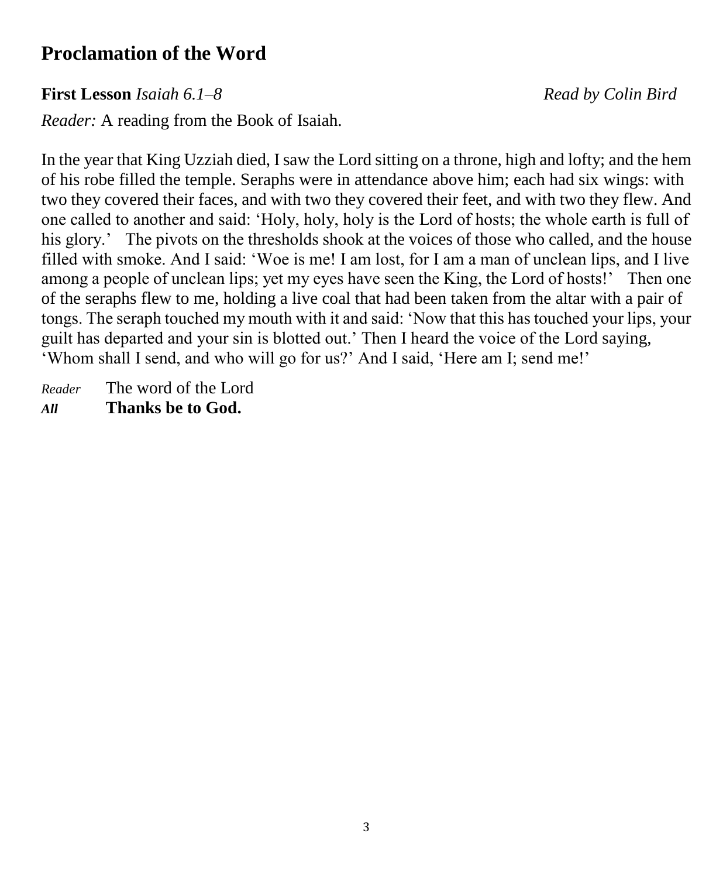## Proclamation of the Word

**First Lesson** *Isaiah 6.1–8* *Read by Colin Bird*

*Reader:* A reading from the Book of Isaiah.

In the year that King Uzziah died, I saw the Lord sitting on a throne, high and lofty; and the hem of his robe filled the temple. Seraphs were in attendance above him; each had six wings: with two they covered their faces, and with two they covered their feet, and with two they flew. And one called to another and said: 'Holy, holy, holy is the Lord of hosts; the whole earth is full of his glory.' The pivots on the thresholds shook at the voices of those who called, and the house filled with smoke. And I said: 'Woe is me! I am lost, for I am a man of unclean lips, and I live among a people of unclean lips; yet my eyes have seen the King, the Lord of hosts!' Then one of the seraphs flew to me, holding a live coal that had been taken from the altar with a pair of tongs. The seraph touched my mouth with it and said: 'Now that this has touched your lips, your guilt has departed and your sin is blotted out.' Then I heard the voice of the Lord saying, 'Whom shall I send, and who will go for us?' And I said, 'Here am I; send me!'

*Reader* The word of the Lord
***All*** **Thanks be to God.**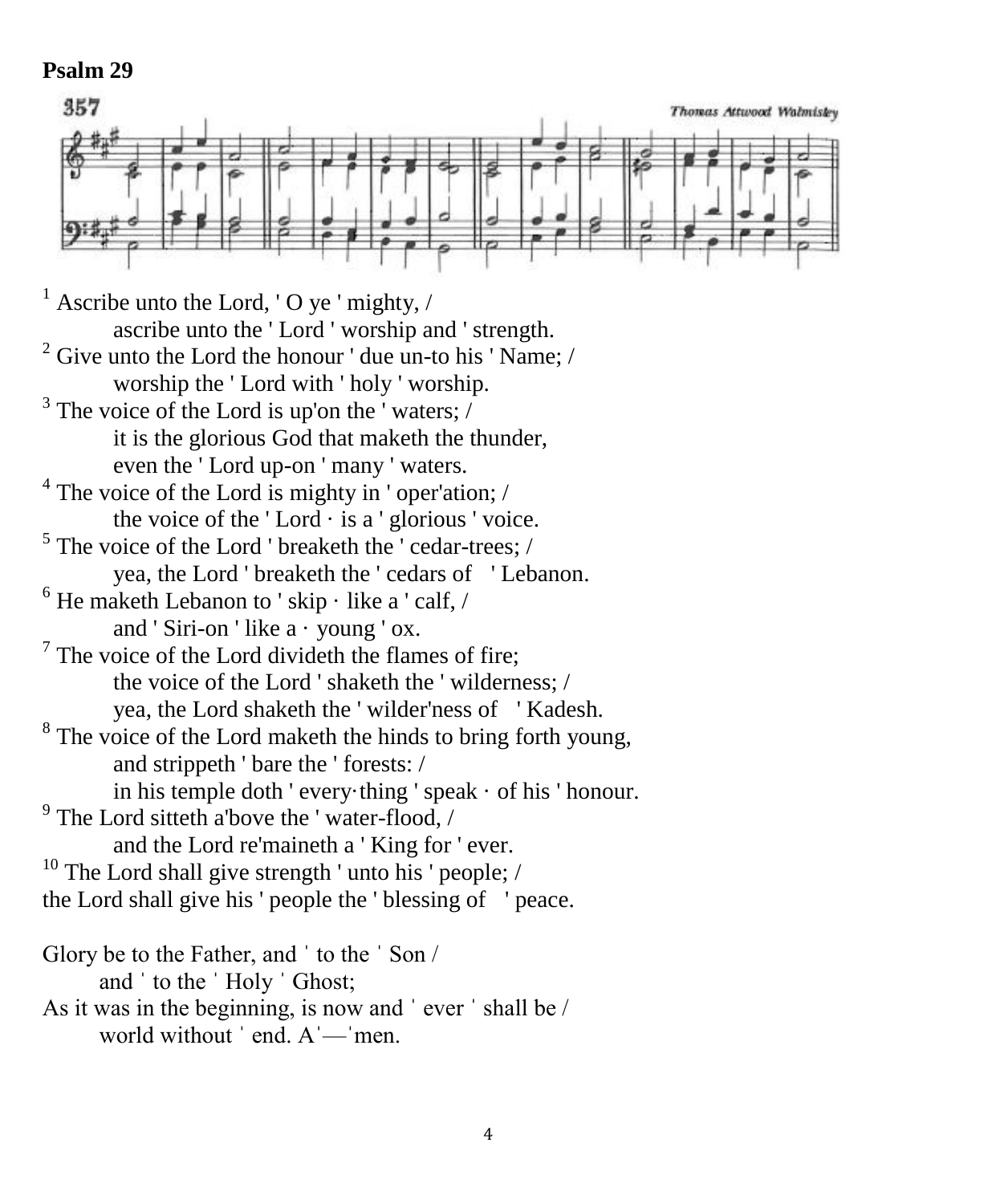**Psalm 29**

[1] Ascribe unto the Lord, ' O ye ' mighty, /
    ascribe unto the ' Lord ' worship and ' strength.
[2] Give unto the Lord the honour ' due un-to his ' Name; /
    worship the ' Lord with ' holy ' worship.
[3] The voice of the Lord is up'on the ' waters; /
    it is the glorious God that maketh the thunder,
    even the ' Lord up-on ' many ' waters.
[4] The voice of the Lord is mighty in ' oper'ation; /
    the voice of the ' Lord · is a ' glorious ' voice.
[5] The voice of the Lord ' breaketh the ' cedar-trees; /
    yea, the Lord ' breaketh the ' cedars of ' Lebanon.
[6] He maketh Lebanon to ' skip · like a ' calf, /
    and ' Siri-on ' like a · young ' ox.
[7] The voice of the Lord divideth the flames of fire;
    the voice of the Lord ' shaketh the ' wilderness; /
    yea, the Lord shaketh the ' wilder'ness of ' Kadesh.
[8] The voice of the Lord maketh the hinds to bring forth young,
    and strippeth ' bare the ' forests: /
    in his temple doth ' every·thing ' speak · of his ' honour.
[9] The Lord sitteth a'bove the ' water-flood, /
    and the Lord re'maineth a ' King for ' ever.
[10] The Lord shall give strength ' unto his ' people; /
the Lord shall give his ' people the ' blessing of ' peace.

Glory be to the Father, and ˈ to the ˈ Son /
    and ˈ to the ˈ Holy ˈ Ghost;
As it was in the beginning, is now and ˈ ever ˈ shall be /
    world without ˈ end. Aˈ—ˈmen.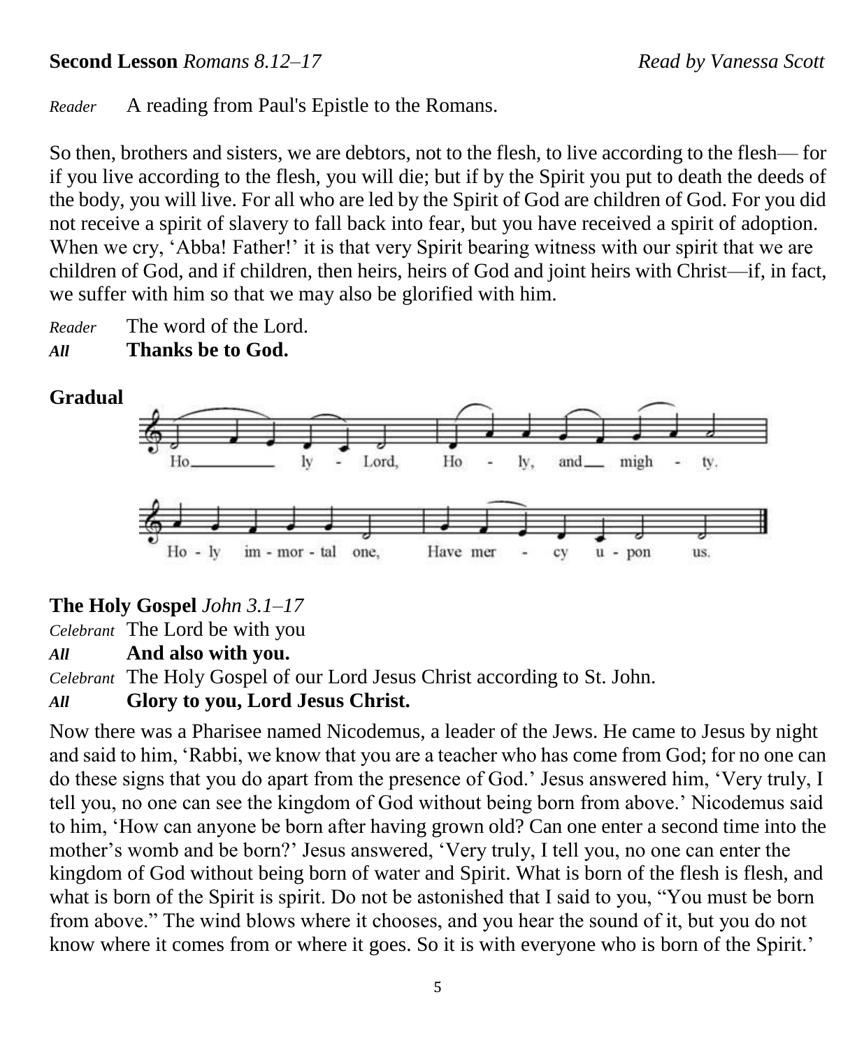**Second Lesson** *Romans 8.12–17* *Read by Vanessa Scott*

*Reader* A reading from Paul's Epistle to the Romans.

So then, brothers and sisters, we are debtors, not to the flesh, to live according to the flesh— for if you live according to the flesh, you will die; but if by the Spirit you put to death the deeds of the body, you will live. For all who are led by the Spirit of God are children of God. For you did not receive a spirit of slavery to fall back into fear, but you have received a spirit of adoption. When we cry, 'Abba! Father!' it is that very Spirit bearing witness with our spirit that we are children of God, and if children, then heirs, heirs of God and joint heirs with Christ—if, in fact, we suffer with him so that we may also be glorified with him.

*Reader* The word of the Lord.
***All*** **Thanks be to God.**

**Gradual**

Holy Lord, Holy, and mighty.
Holy immortal one, Have mercy upon us.

**The Holy Gospel** *John 3.1–17*

*Celebrant* The Lord be with you
***All*** **And also with you.**
*Celebrant* The Holy Gospel of our Lord Jesus Christ according to St. John.
***All*** **Glory to you, Lord Jesus Christ.**

Now there was a Pharisee named Nicodemus, a leader of the Jews. He came to Jesus by night and said to him, 'Rabbi, we know that you are a teacher who has come from God; for no one can do these signs that you do apart from the presence of God.' Jesus answered him, 'Very truly, I tell you, no one can see the kingdom of God without being born from above.' Nicodemus said to him, 'How can anyone be born after having grown old? Can one enter a second time into the mother's womb and be born?' Jesus answered, 'Very truly, I tell you, no one can enter the kingdom of God without being born of water and Spirit. What is born of the flesh is flesh, and what is born of the Spirit is spirit. Do not be astonished that I said to you, "You must be born from above." The wind blows where it chooses, and you hear the sound of it, but you do not know where it comes from or where it goes. So it is with everyone who is born of the Spirit.'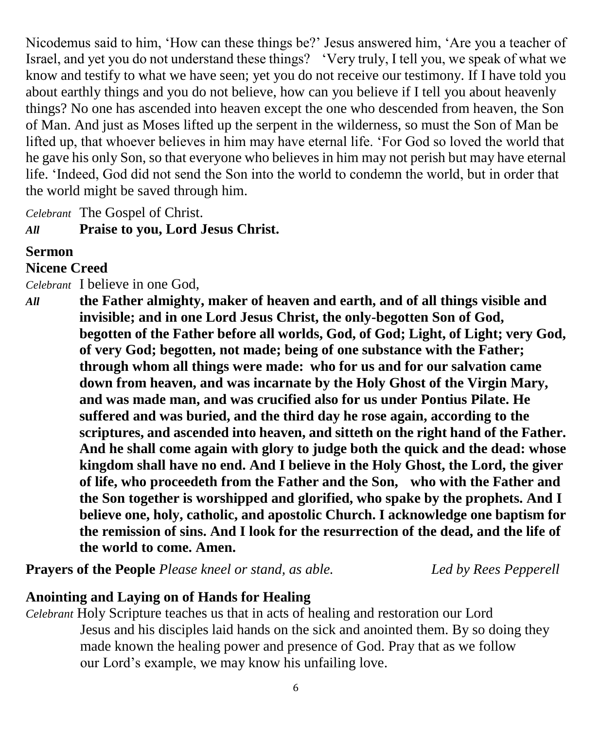Nicodemus said to him, 'How can these things be?' Jesus answered him, 'Are you a teacher of Israel, and yet you do not understand these things? 'Very truly, I tell you, we speak of what we know and testify to what we have seen; yet you do not receive our testimony. If I have told you about earthly things and you do not believe, how can you believe if I tell you about heavenly things? No one has ascended into heaven except the one who descended from heaven, the Son of Man. And just as Moses lifted up the serpent in the wilderness, so must the Son of Man be lifted up, that whoever believes in him may have eternal life. 'For God so loved the world that he gave his only Son, so that everyone who believes in him may not perish but may have eternal life. 'Indeed, God did not send the Son into the world to condemn the world, but in order that the world might be saved through him.

*Celebrant* The Gospel of Christ.
***All*** **Praise to you, Lord Jesus Christ.**

**Sermon**

**Nicene Creed**

*Celebrant* I believe in one God,
***All*** **the Father almighty, maker of heaven and earth, and of all things visible and invisible; and in one Lord Jesus Christ, the only-begotten Son of God, begotten of the Father before all worlds, God, of God; Light, of Light; very God, of very God; begotten, not made; being of one substance with the Father; through whom all things were made: who for us and for our salvation came down from heaven, and was incarnate by the Holy Ghost of the Virgin Mary, and was made man, and was crucified also for us under Pontius Pilate. He suffered and was buried, and the third day he rose again, according to the scriptures, and ascended into heaven, and sitteth on the right hand of the Father. And he shall come again with glory to judge both the quick and the dead: whose kingdom shall have no end. And I believe in the Holy Ghost, the Lord, the giver of life, who proceedeth from the Father and the Son, who with the Father and the Son together is worshipped and glorified, who spake by the prophets. And I believe one, holy, catholic, and apostolic Church. I acknowledge one baptism for the remission of sins. And I look for the resurrection of the dead, and the life of the world to come. Amen.**

**Prayers of the People** *Please kneel or stand, as able.* *Led by Rees Pepperell*

**Anointing and Laying on of Hands for Healing**

*Celebrant* Holy Scripture teaches us that in acts of healing and restoration our Lord Jesus and his disciples laid hands on the sick and anointed them. By so doing they made known the healing power and presence of God. Pray that as we follow our Lord's example, we may know his unfailing love.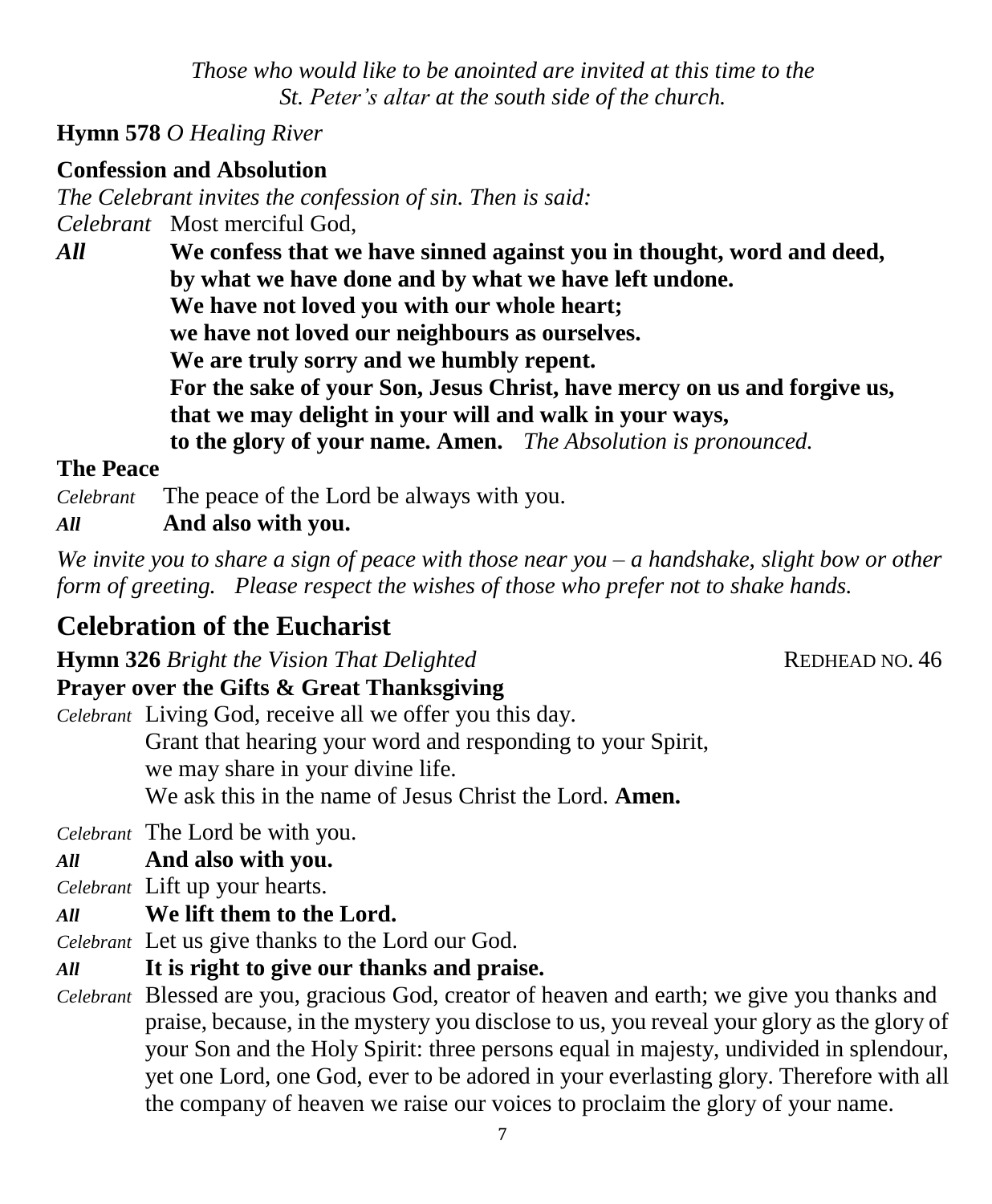*Those who would like to be anointed are invited at this time to the St. Peter's altar at the south side of the church.*

**Hymn 578** *O Healing River*

**Confession and Absolution**

*The Celebrant invites the confession of sin. Then is said:*

*Celebrant* Most merciful God,

***All*** **We confess that we have sinned against you in thought, word and deed, by what we have done and by what we have left undone. We have not loved you with our whole heart; we have not loved our neighbours as ourselves. We are truly sorry and we humbly repent. For the sake of your Son, Jesus Christ, have mercy on us and forgive us, that we may delight in your will and walk in your ways, to the glory of your name. Amen.** *The Absolution is pronounced.*

**The Peace**

*Celebrant* The peace of the Lord be always with you.

***All*** **And also with you.**

*We invite you to share a sign of peace with those near you – a handshake, slight bow or other form of greeting. Please respect the wishes of those who prefer not to shake hands.*

## Celebration of the Eucharist

**Hymn 326** *Bright the Vision That Delighted* REDHEAD NO. 46

**Prayer over the Gifts & Great Thanksgiving**

*Celebrant* Living God, receive all we offer you this day. Grant that hearing your word and responding to your Spirit, we may share in your divine life. We ask this in the name of Jesus Christ the Lord. **Amen.**

*Celebrant* The Lord be with you.

***All*** **And also with you.**

*Celebrant* Lift up your hearts.

***All*** **We lift them to the Lord.**

*Celebrant* Let us give thanks to the Lord our God.

***All*** **It is right to give our thanks and praise.**

*Celebrant* Blessed are you, gracious God, creator of heaven and earth; we give you thanks and praise, because, in the mystery you disclose to us, you reveal your glory as the glory of your Son and the Holy Spirit: three persons equal in majesty, undivided in splendour, yet one Lord, one God, ever to be adored in your everlasting glory. Therefore with all the company of heaven we raise our voices to proclaim the glory of your name.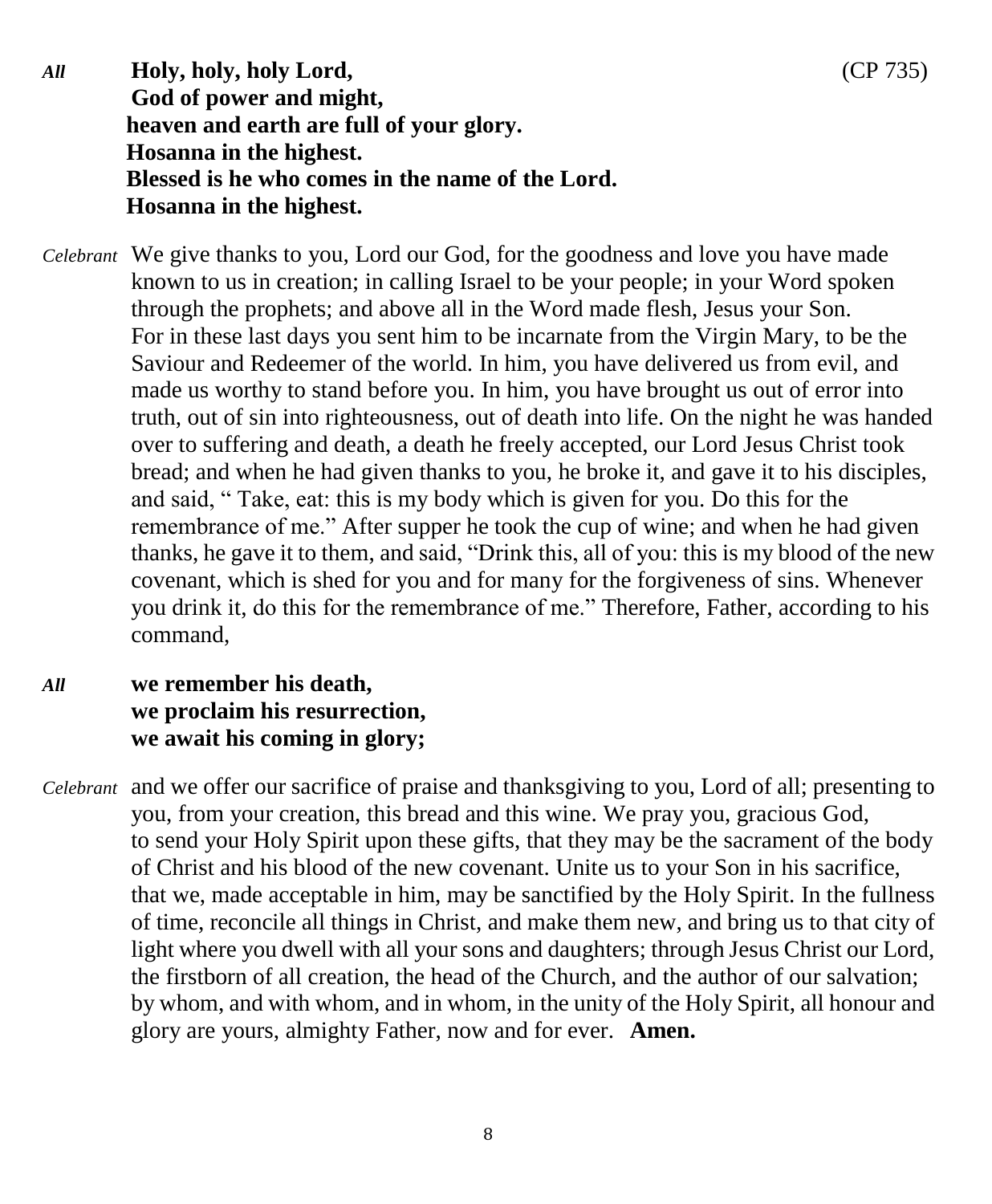*All* **Holy, holy, holy Lord,** (CP 735)
**God of power and might,**
**heaven and earth are full of your glory.**
**Hosanna in the highest.**
**Blessed is he who comes in the name of the Lord.**
**Hosanna in the highest.**

*Celebrant* We give thanks to you, Lord our God, for the goodness and love you have made known to us in creation; in calling Israel to be your people; in your Word spoken through the prophets; and above all in the Word made flesh, Jesus your Son. For in these last days you sent him to be incarnate from the Virgin Mary, to be the Saviour and Redeemer of the world. In him, you have delivered us from evil, and made us worthy to stand before you. In him, you have brought us out of error into truth, out of sin into righteousness, out of death into life. On the night he was handed over to suffering and death, a death he freely accepted, our Lord Jesus Christ took bread; and when he had given thanks to you, he broke it, and gave it to his disciples, and said, " Take, eat: this is my body which is given for you. Do this for the remembrance of me." After supper he took the cup of wine; and when he had given thanks, he gave it to them, and said, "Drink this, all of you: this is my blood of the new covenant, which is shed for you and for many for the forgiveness of sins. Whenever you drink it, do this for the remembrance of me." Therefore, Father, according to his command,

*All* **we remember his death,**
**we proclaim his resurrection,**
**we await his coming in glory;**

*Celebrant* and we offer our sacrifice of praise and thanksgiving to you, Lord of all; presenting to you, from your creation, this bread and this wine. We pray you, gracious God, to send your Holy Spirit upon these gifts, that they may be the sacrament of the body of Christ and his blood of the new covenant. Unite us to your Son in his sacrifice, that we, made acceptable in him, may be sanctified by the Holy Spirit. In the fullness of time, reconcile all things in Christ, and make them new, and bring us to that city of light where you dwell with all your sons and daughters; through Jesus Christ our Lord, the firstborn of all creation, the head of the Church, and the author of our salvation; by whom, and with whom, and in whom, in the unity of the Holy Spirit, all honour and glory are yours, almighty Father, now and for ever. **Amen.**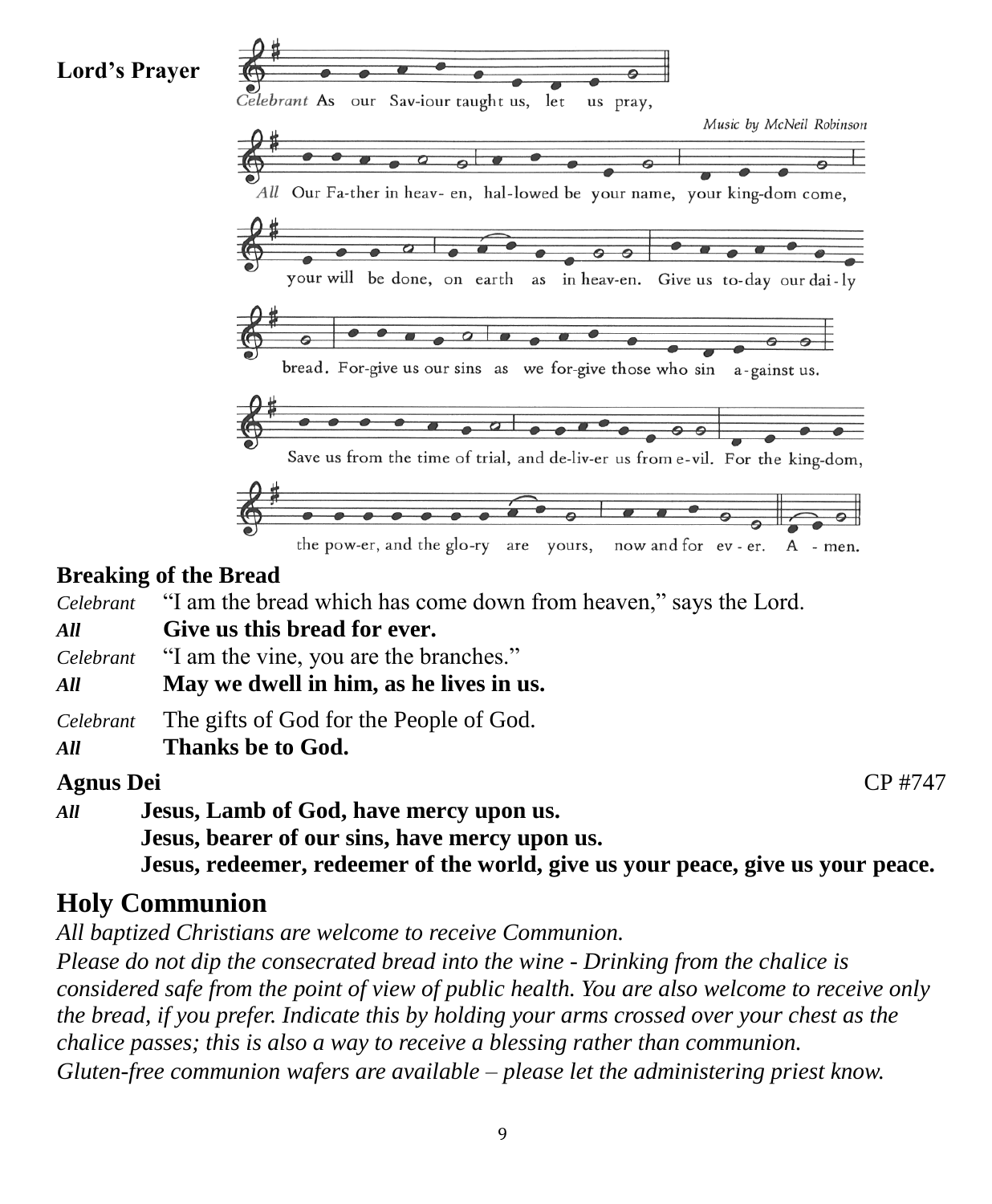**Lord's Prayer**

*Celebrant* As our Saviour taught us, let us pray,

*Music by McNeil Robinson*

*All* Our Father in heaven, hallowed be your name, your kingdom come, your will be done, on earth as in heaven. Give us today our daily bread. Forgive us our sins as we forgive those who sin against us. Save us from the time of trial, and deliver us from evil. For the kingdom, the power, and the glory are yours, now and for ever. Amen.

**Breaking of the Bread**

*Celebrant* "I am the bread which has come down from heaven," says the Lord.
***All*** **Give us this bread for ever.**
*Celebrant* "I am the vine, you are the branches."
***All*** **May we dwell in him, as he lives in us.**

*Celebrant* The gifts of God for the People of God.
***All*** **Thanks be to God.**

**Agnus Dei** CP #747

***All*** **Jesus, Lamb of God, have mercy upon us.**
**Jesus, bearer of our sins, have mercy upon us.**
**Jesus, redeemer, redeemer of the world, give us your peace, give us your peace.**

## Holy Communion

*All baptized Christians are welcome to receive Communion.*

*Please do not dip the consecrated bread into the wine - Drinking from the chalice is considered safe from the point of view of public health. You are also welcome to receive only the bread, if you prefer. Indicate this by holding your arms crossed over your chest as the chalice passes; this is also a way to receive a blessing rather than communion.*

*Gluten-free communion wafers are available – please let the administering priest know.*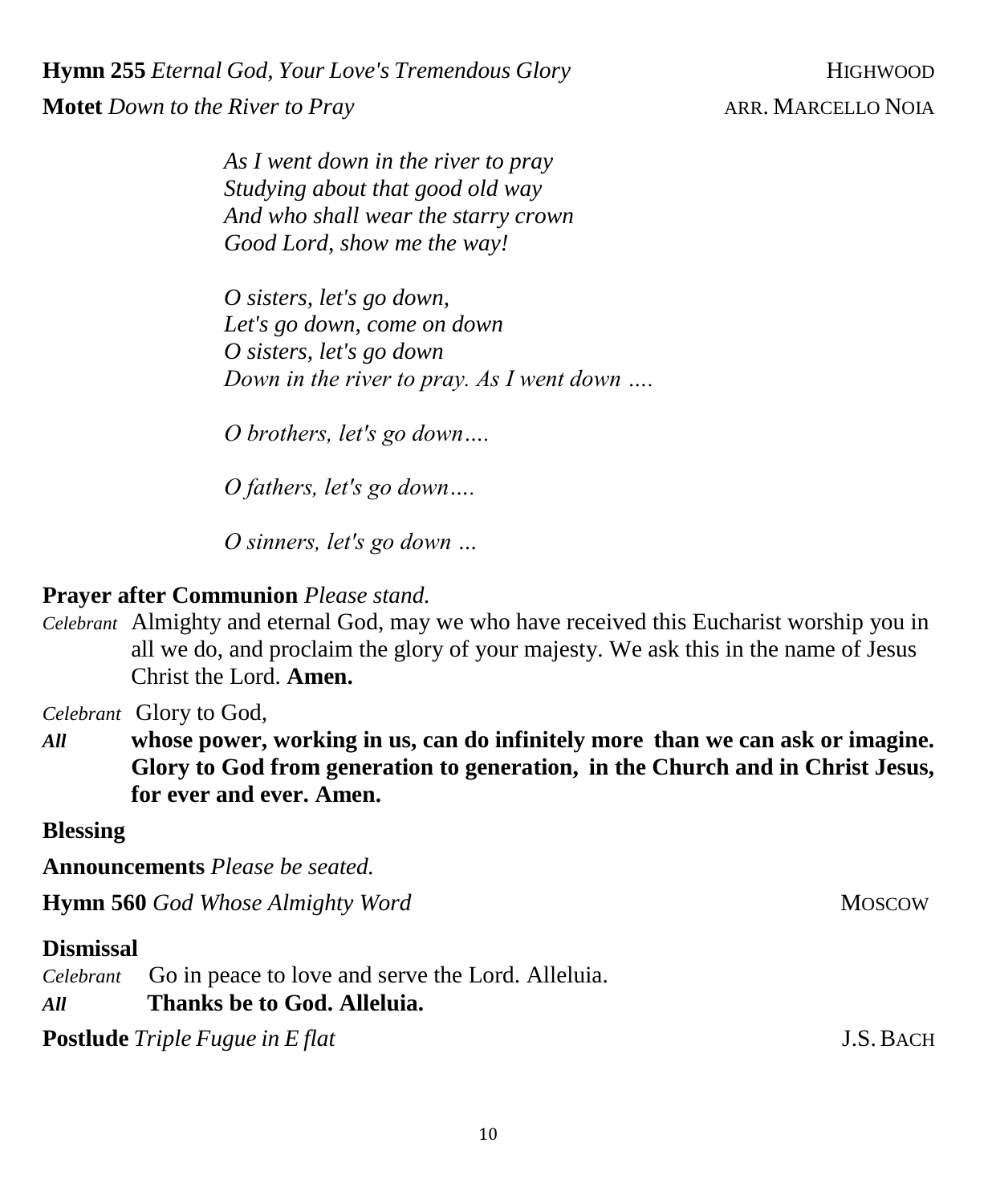**Hymn 255** *Eternal God, Your Love's Tremendous Glory* HIGHWOOD

**Motet** *Down to the River to Pray* ARR. MARCELLO NOIA

*As I went down in the river to pray*
*Studying about that good old way*
*And who shall wear the starry crown*
*Good Lord, show me the way!*

*O sisters, let's go down,*
*Let's go down, come on down*
*O sisters, let's go down*
*Down in the river to pray. As I went down ….*

*O brothers, let's go down….*

*O fathers, let's go down….*

*O sinners, let's go down …*

**Prayer after Communion** *Please stand.*

*Celebrant* Almighty and eternal God, may we who have received this Eucharist worship you in all we do, and proclaim the glory of your majesty. We ask this in the name of Jesus Christ the Lord. **Amen.**

*Celebrant* Glory to God,

***All*** **whose power, working in us, can do infinitely more than we can ask or imagine. Glory to God from generation to generation, in the Church and in Christ Jesus, for ever and ever. Amen.**

**Blessing**

**Announcements** *Please be seated.*

**Hymn 560** *God Whose Almighty Word* MOSCOW

**Dismissal**

*Celebrant* Go in peace to love and serve the Lord. Alleluia.

***All*** **Thanks be to God. Alleluia.**

**Postlude** *Triple Fugue in E flat* J.S. BACH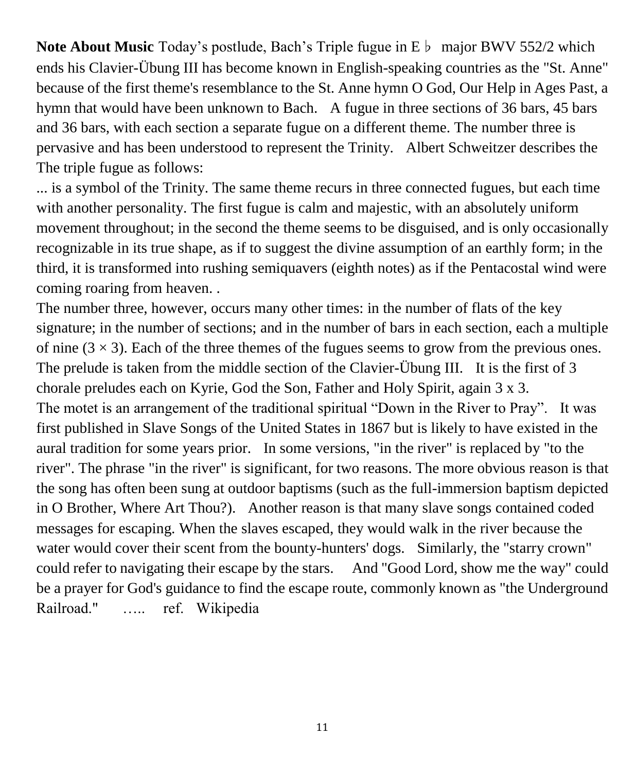**Note About Music** Today's postlude, Bach's Triple fugue in E ♭ major BWV 552/2 which ends his Clavier-Übung III has become known in English-speaking countries as the "St. Anne" because of the first theme's resemblance to the St. Anne hymn O God, Our Help in Ages Past, a hymn that would have been unknown to Bach. A fugue in three sections of 36 bars, 45 bars and 36 bars, with each section a separate fugue on a different theme. The number three is pervasive and has been understood to represent the Trinity. Albert Schweitzer describes the The triple fugue as follows:

... is a symbol of the Trinity. The same theme recurs in three connected fugues, but each time with another personality. The first fugue is calm and majestic, with an absolutely uniform movement throughout; in the second the theme seems to be disguised, and is only occasionally recognizable in its true shape, as if to suggest the divine assumption of an earthly form; in the third, it is transformed into rushing semiquavers (eighth notes) as if the Pentacostal wind were coming roaring from heaven. .

The number three, however, occurs many other times: in the number of flats of the key signature; in the number of sections; and in the number of bars in each section, each a multiple of nine (3 × 3). Each of the three themes of the fugues seems to grow from the previous ones. The prelude is taken from the middle section of the Clavier-Übung III. It is the first of 3 chorale preludes each on Kyrie, God the Son, Father and Holy Spirit, again 3 x 3.

The motet is an arrangement of the traditional spiritual "Down in the River to Pray". It was first published in Slave Songs of the United States in 1867 but is likely to have existed in the aural tradition for some years prior. In some versions, "in the river" is replaced by "to the river". The phrase "in the river" is significant, for two reasons. The more obvious reason is that the song has often been sung at outdoor baptisms (such as the full-immersion baptism depicted in O Brother, Where Art Thou?). Another reason is that many slave songs contained coded messages for escaping. When the slaves escaped, they would walk in the river because the water would cover their scent from the bounty-hunters' dogs. Similarly, the "starry crown" could refer to navigating their escape by the stars. And "Good Lord, show me the way" could be a prayer for God's guidance to find the escape route, commonly known as "the Underground Railroad." ….. ref. Wikipedia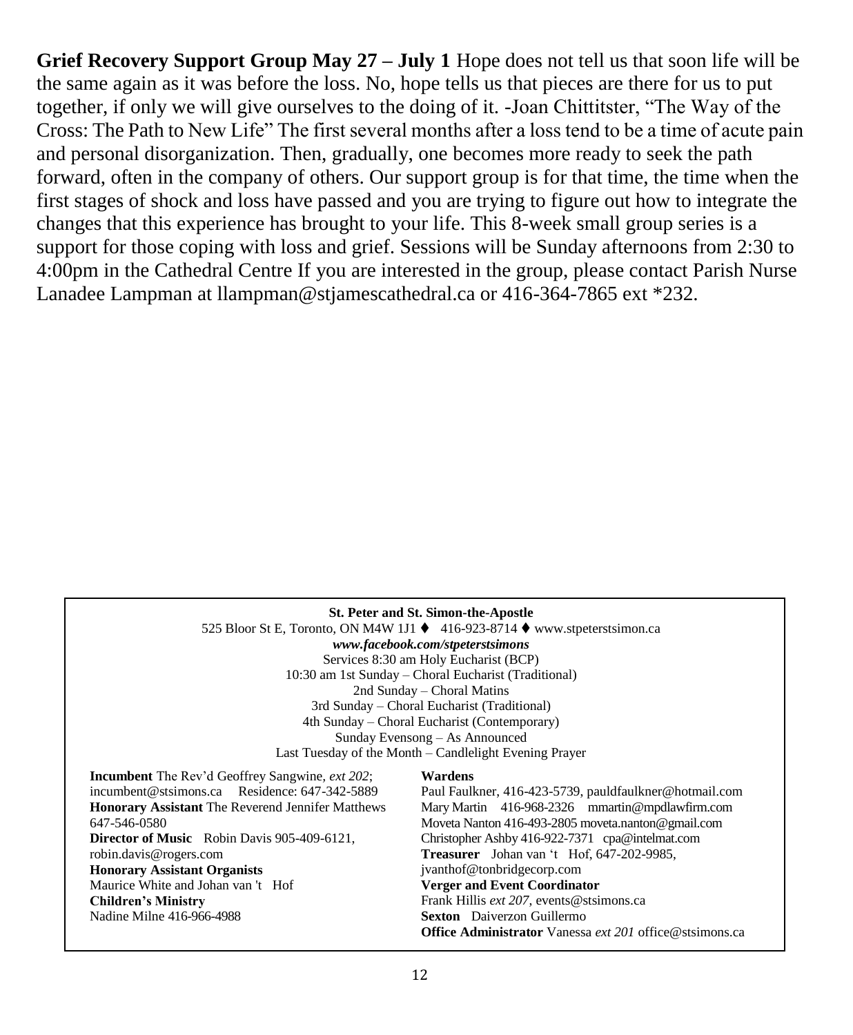**Grief Recovery Support Group May 27 – July 1** Hope does not tell us that soon life will be the same again as it was before the loss. No, hope tells us that pieces are there for us to put together, if only we will give ourselves to the doing of it. -Joan Chittitster, "The Way of the Cross: The Path to New Life" The first several months after a loss tend to be a time of acute pain and personal disorganization. Then, gradually, one becomes more ready to seek the path forward, often in the company of others. Our support group is for that time, the time when the first stages of shock and loss have passed and you are trying to figure out how to integrate the changes that this experience has brought to your life. This 8-week small group series is a support for those coping with loss and grief. Sessions will be Sunday afternoons from 2:30 to 4:00pm in the Cathedral Centre If you are interested in the group, please contact Parish Nurse Lanadee Lampman at llampman@stjamescathedral.ca or 416-364-7865 ext *232.

**St. Peter and St. Simon-the-Apostle**
525 Bloor St E, Toronto, ON M4W 1J1 ♦ 416-923-8714 ♦ www.stpeterstsimon.ca
***www.facebook.com/stpeterstsimons***
Services 8:30 am Holy Eucharist (BCP)
10:30 am 1st Sunday – Choral Eucharist (Traditional)
2nd Sunday – Choral Matins
3rd Sunday – Choral Eucharist (Traditional)
4th Sunday – Choral Eucharist (Contemporary)
Sunday Evensong – As Announced
Last Tuesday of the Month – Candlelight Evening Prayer

**Incumbent** The Rev'd Geoffrey Sangwine, *ext 202*; incumbent@stsimons.ca Residence: 647-342-5889
**Honorary Assistant** The Reverend Jennifer Matthews 647-546-0580
**Director of Music** Robin Davis 905-409-6121, robin.davis@rogers.com
**Honorary Assistant Organists**
Maurice White and Johan van 't Hof
**Children's Ministry**
Nadine Milne 416-966-4988

**Wardens**
Paul Faulkner, 416-423-5739, pauldfaulkner@hotmail.com
Mary Martin 416-968-2326 mmartin@mpdlawfirm.com
Moveta Nanton 416-493-2805 moveta.nanton@gmail.com
Christopher Ashby 416-922-7371 cpa@intelmat.com
**Treasurer** Johan van 't Hof, 647-202-9985, jvanthof@tonbridgecorp.com
**Verger and Event Coordinator**
Frank Hillis *ext 207*, events@stsimons.ca
**Sexton** Daiverzon Guillermo
**Office Administrator** Vanessa *ext 201* office@stsimons.ca